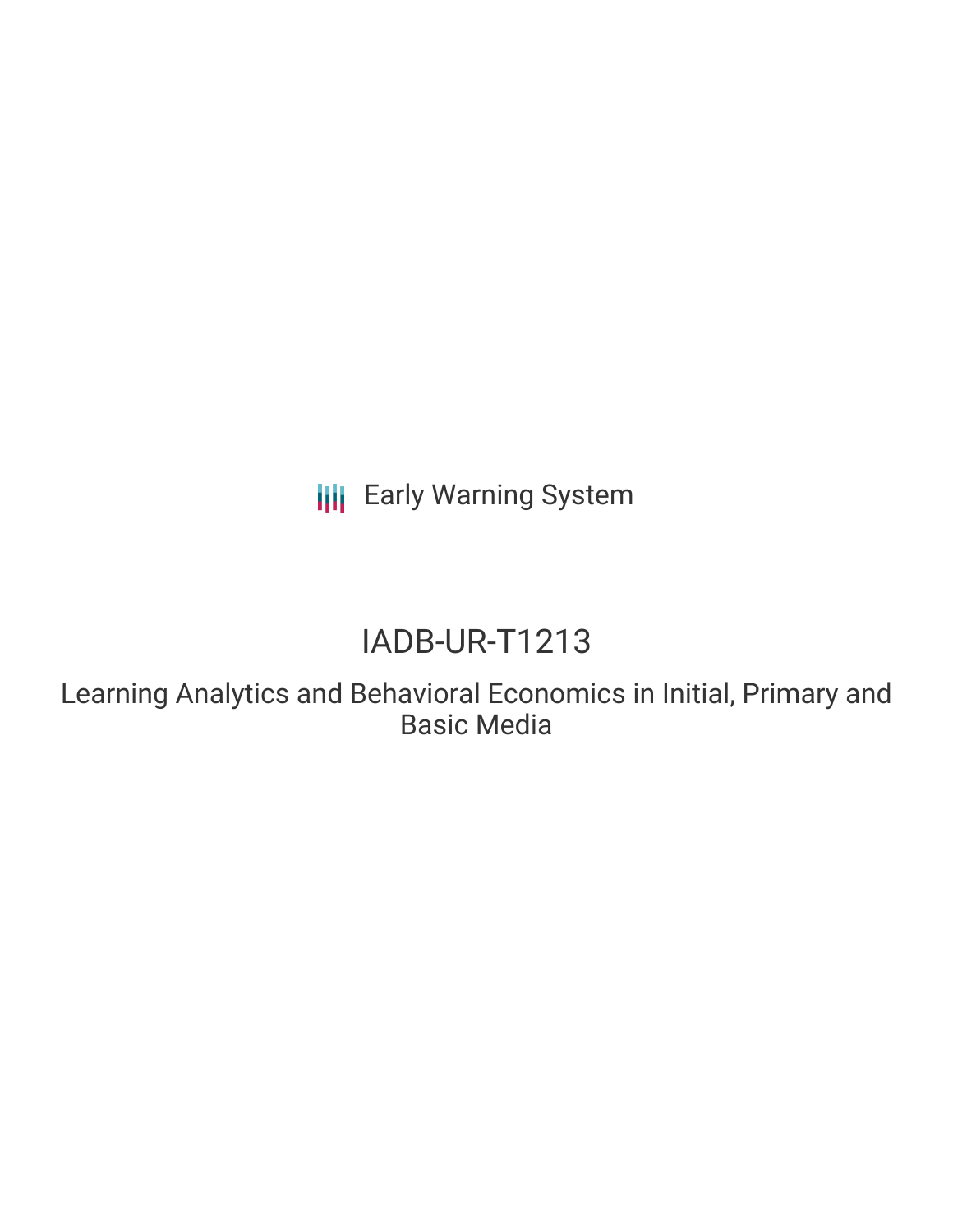Early Warning System

# IADB-UR-T1213

## Learning Analytics and Behavioral Economics in Initial, Primary and Basic Media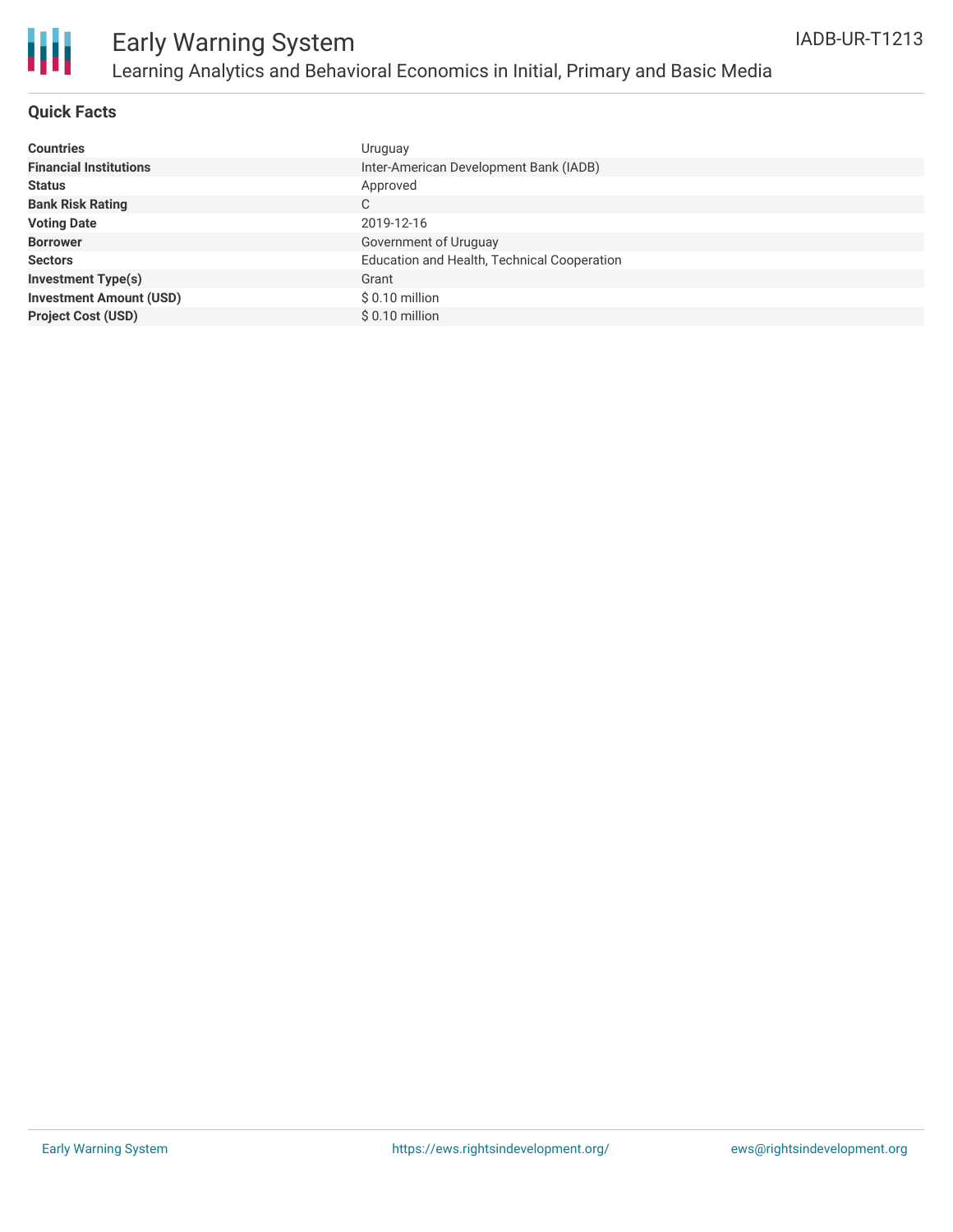# Early Warning System

## Learning Analytics and Behavioral Economics in Initial, Primary and Basic Media

IADB-UR-T1213

### Quick Facts

| | |
|---|---|
| **Countries** | Uruguay |
| **Financial Institutions** | Inter-American Development Bank (IADB) |
| **Status** | Approved |
| **Bank Risk Rating** | C |
| **Voting Date** | 2019-12-16 |
| **Borrower** | Government of Uruguay |
| **Sectors** | Education and Health, Technical Cooperation |
| **Investment Type(s)** | Grant |
| **Investment Amount (USD)** | $ 0.10 million |
| **Project Cost (USD)** | $ 0.10 million |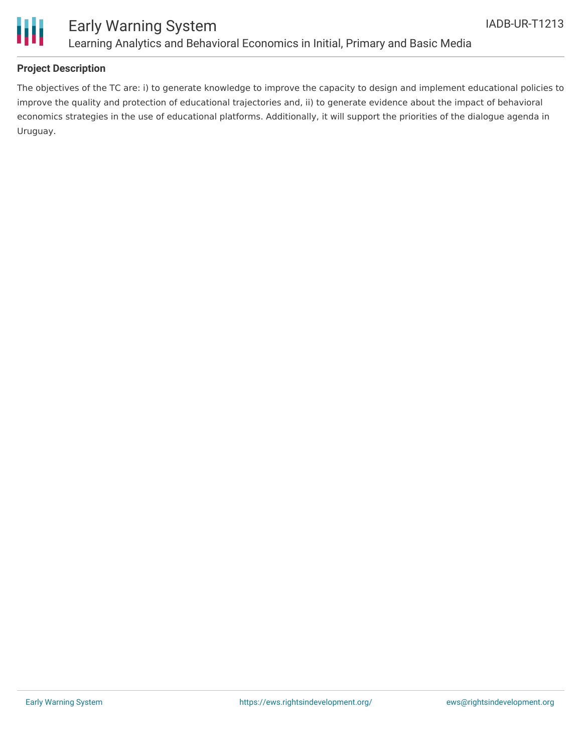## Project Description

The objectives of the TC are: i) to generate knowledge to improve the capacity to design and implement educational policies to improve the quality and protection of educational trajectories and, ii) to generate evidence about the impact of behavioral economics strategies in the use of educational platforms. Additionally, it will support the priorities of the dialogue agenda in Uruguay.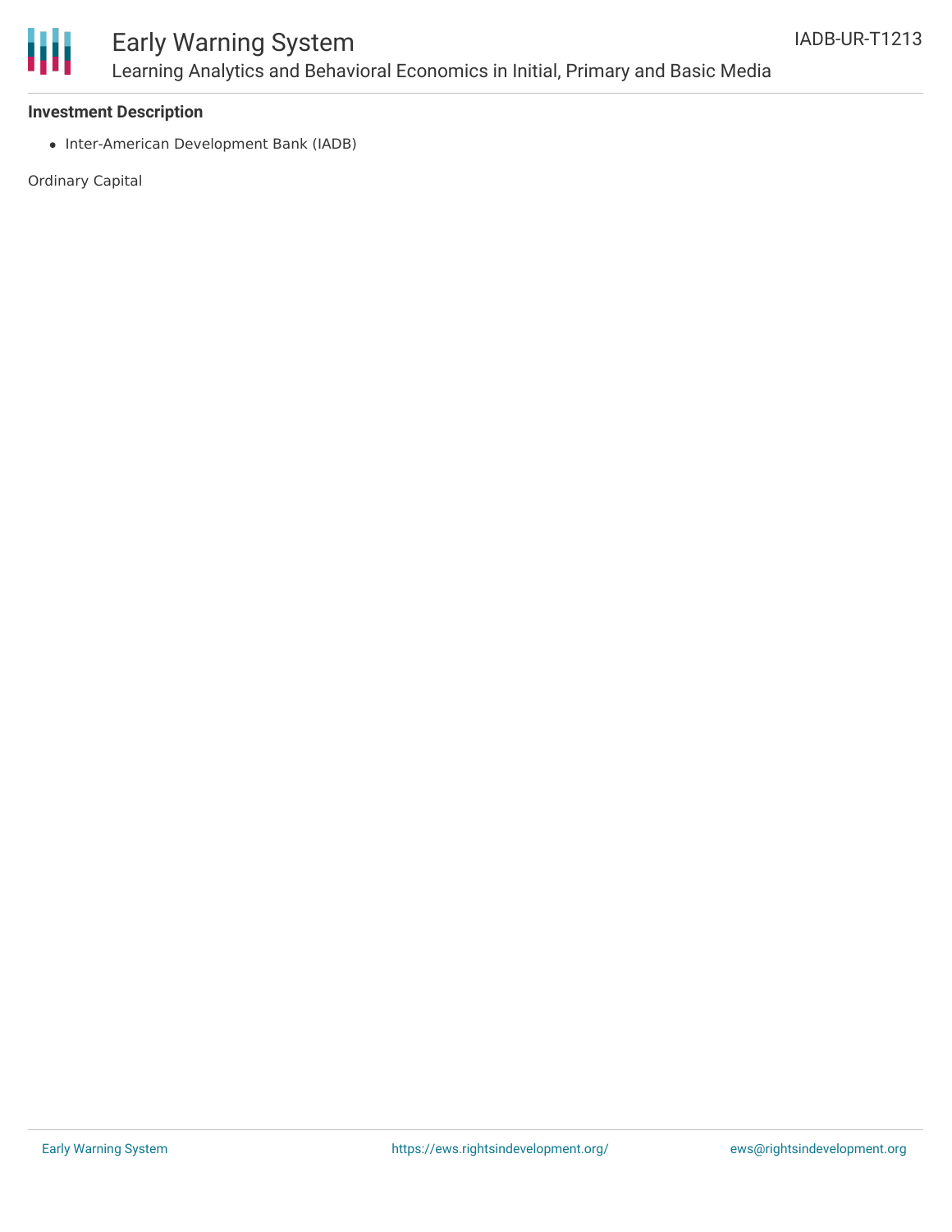**Investment Description**

- Inter-American Development Bank (IADB)

Ordinary Capital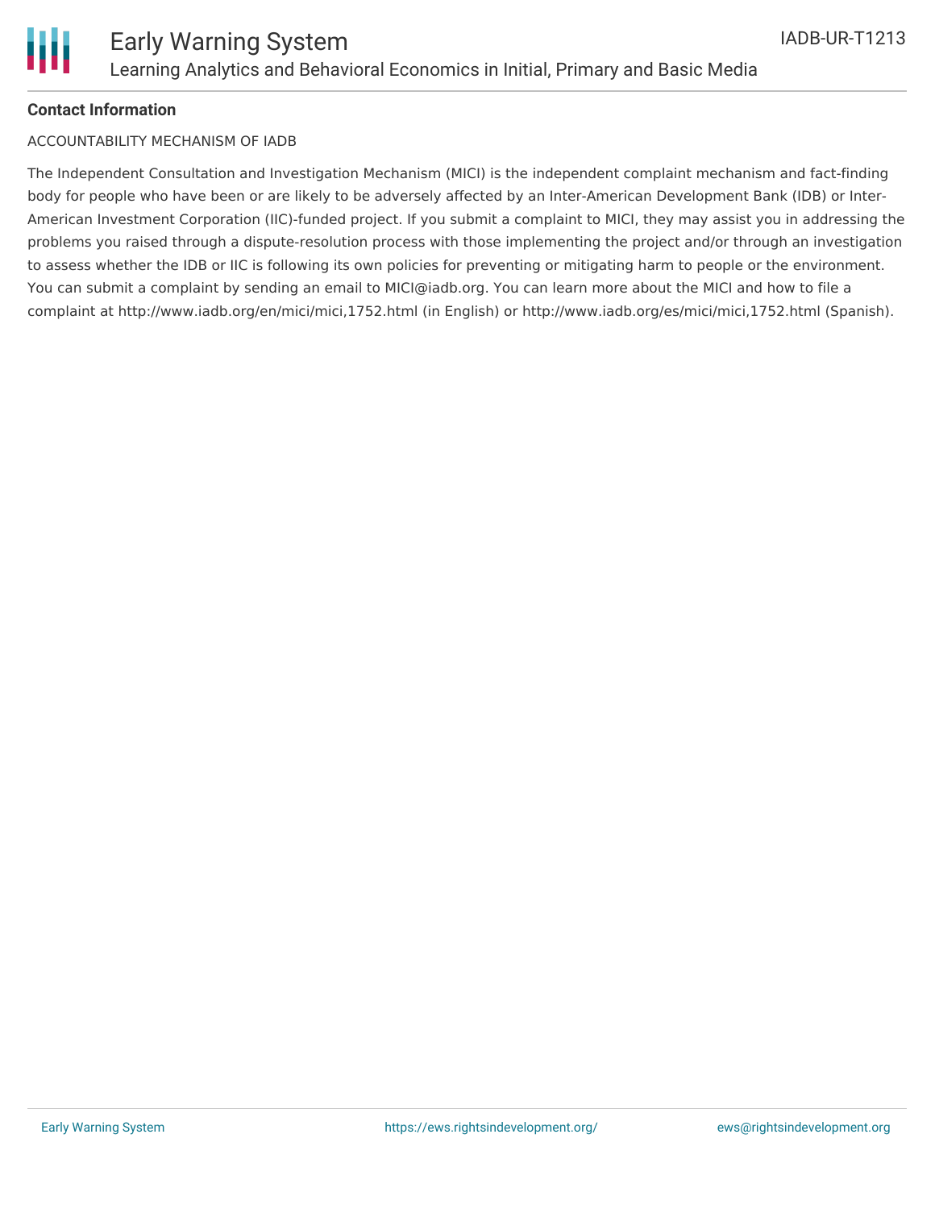**Contact Information**

ACCOUNTABILITY MECHANISM OF IADB

The Independent Consultation and Investigation Mechanism (MICI) is the independent complaint mechanism and fact-finding body for people who have been or are likely to be adversely affected by an Inter-American Development Bank (IDB) or Inter-American Investment Corporation (IIC)-funded project. If you submit a complaint to MICI, they may assist you in addressing the problems you raised through a dispute-resolution process with those implementing the project and/or through an investigation to assess whether the IDB or IIC is following its own policies for preventing or mitigating harm to people or the environment. You can submit a complaint by sending an email to MICI@iadb.org. You can learn more about the MICI and how to file a complaint at http://www.iadb.org/en/mici/mici,1752.html (in English) or http://www.iadb.org/es/mici/mici,1752.html (Spanish).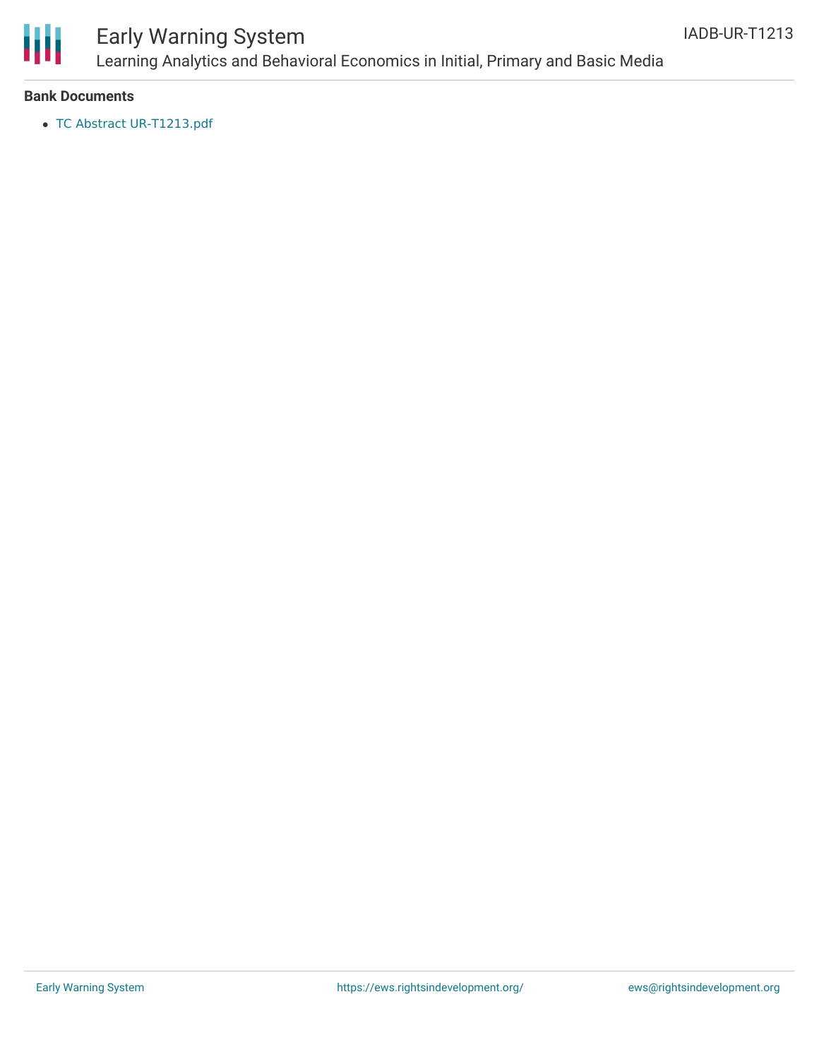**Bank Documents**

- TC Abstract UR-T1213.pdf